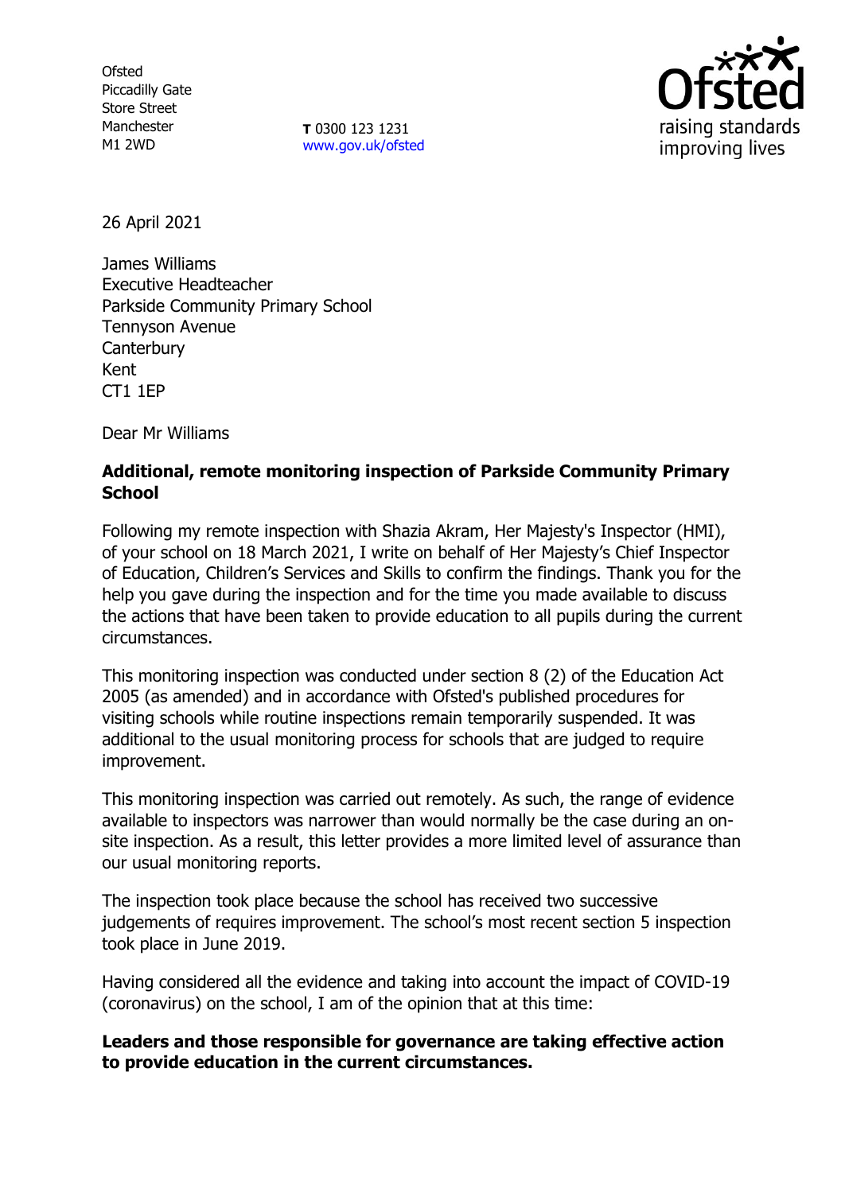Ofsted
Piccadilly Gate
Store Street
Manchester
M1 2WD

**T** 0300 123 1231
www.gov.uk/ofsted

26 April 2021

James Williams
Executive Headteacher
Parkside Community Primary School
Tennyson Avenue
Canterbury
Kent
CT1 1EP

Dear Mr Williams

**Additional, remote monitoring inspection of Parkside Community Primary School**

Following my remote inspection with Shazia Akram, Her Majesty's Inspector (HMI), of your school on 18 March 2021, I write on behalf of Her Majesty's Chief Inspector of Education, Children's Services and Skills to confirm the findings. Thank you for the help you gave during the inspection and for the time you made available to discuss the actions that have been taken to provide education to all pupils during the current circumstances.

This monitoring inspection was conducted under section 8 (2) of the Education Act 2005 (as amended) and in accordance with Ofsted's published procedures for visiting schools while routine inspections remain temporarily suspended. It was additional to the usual monitoring process for schools that are judged to require improvement.

This monitoring inspection was carried out remotely. As such, the range of evidence available to inspectors was narrower than would normally be the case during an on-site inspection. As a result, this letter provides a more limited level of assurance than our usual monitoring reports.

The inspection took place because the school has received two successive judgements of requires improvement. The school's most recent section 5 inspection took place in June 2019.

Having considered all the evidence and taking into account the impact of COVID-19 (coronavirus) on the school, I am of the opinion that at this time:

**Leaders and those responsible for governance are taking effective action to provide education in the current circumstances.**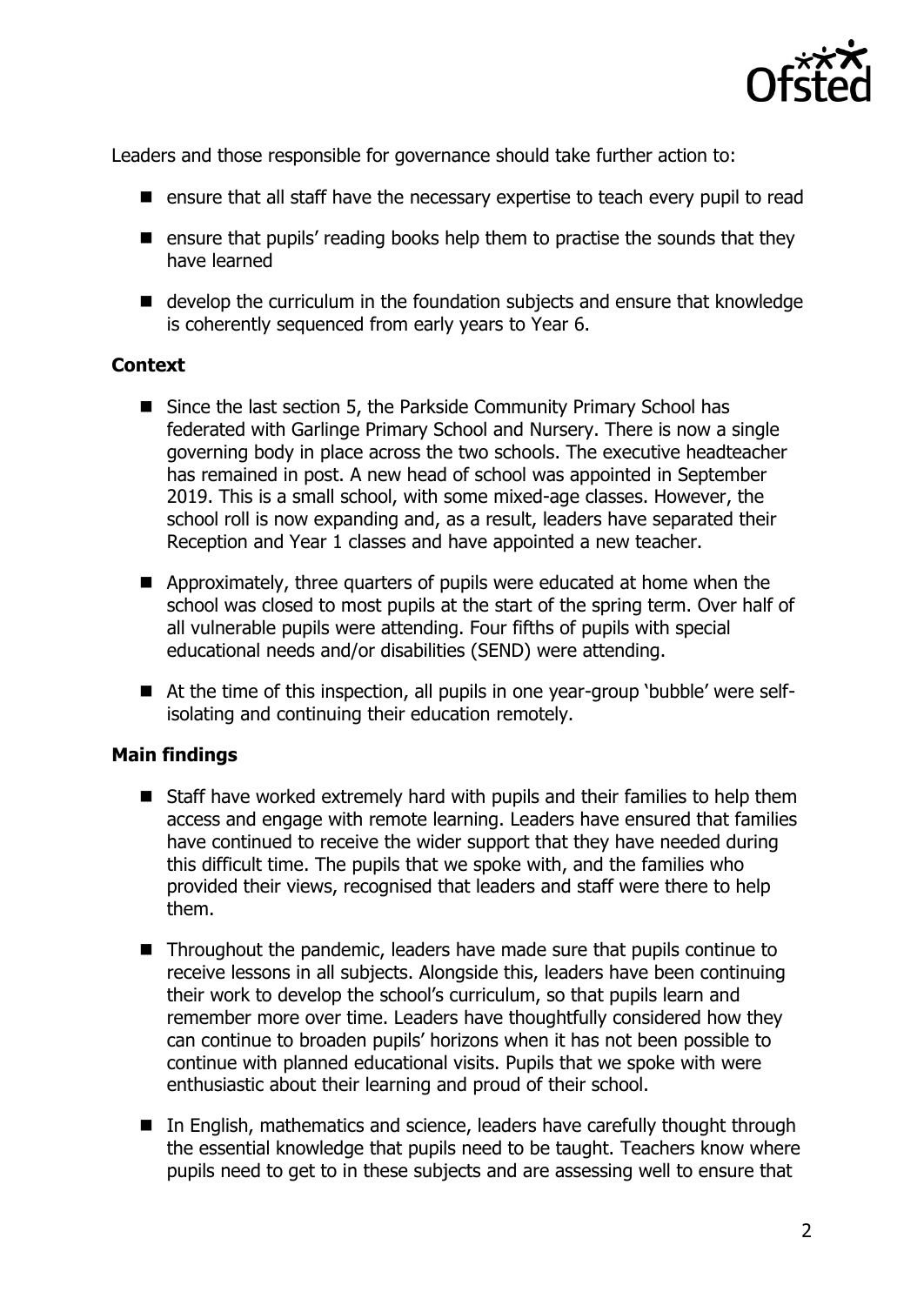Leaders and those responsible for governance should take further action to:

- ensure that all staff have the necessary expertise to teach every pupil to read
- ensure that pupils' reading books help them to practise the sounds that they have learned
- develop the curriculum in the foundation subjects and ensure that knowledge is coherently sequenced from early years to Year 6.

## Context

- Since the last section 5, the Parkside Community Primary School has federated with Garlinge Primary School and Nursery. There is now a single governing body in place across the two schools. The executive headteacher has remained in post. A new head of school was appointed in September 2019. This is a small school, with some mixed-age classes. However, the school roll is now expanding and, as a result, leaders have separated their Reception and Year 1 classes and have appointed a new teacher.
- Approximately, three quarters of pupils were educated at home when the school was closed to most pupils at the start of the spring term. Over half of all vulnerable pupils were attending. Four fifths of pupils with special educational needs and/or disabilities (SEND) were attending.
- At the time of this inspection, all pupils in one year-group 'bubble' were self-isolating and continuing their education remotely.

## Main findings

- Staff have worked extremely hard with pupils and their families to help them access and engage with remote learning. Leaders have ensured that families have continued to receive the wider support that they have needed during this difficult time. The pupils that we spoke with, and the families who provided their views, recognised that leaders and staff were there to help them.
- Throughout the pandemic, leaders have made sure that pupils continue to receive lessons in all subjects. Alongside this, leaders have been continuing their work to develop the school's curriculum, so that pupils learn and remember more over time. Leaders have thoughtfully considered how they can continue to broaden pupils' horizons when it has not been possible to continue with planned educational visits. Pupils that we spoke with were enthusiastic about their learning and proud of their school.
- In English, mathematics and science, leaders have carefully thought through the essential knowledge that pupils need to be taught. Teachers know where pupils need to get to in these subjects and are assessing well to ensure that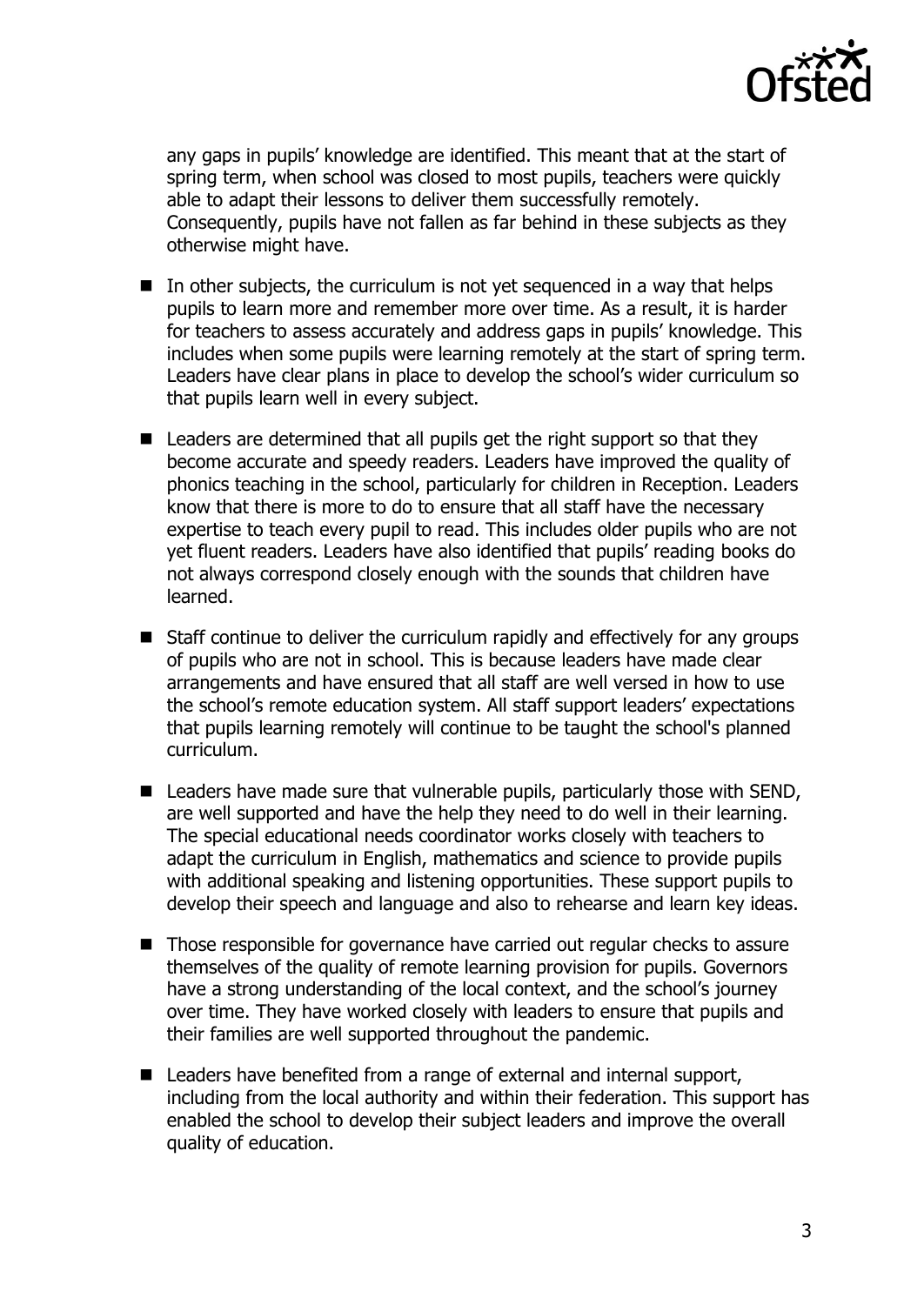any gaps in pupils' knowledge are identified. This meant that at the start of spring term, when school was closed to most pupils, teachers were quickly able to adapt their lessons to deliver them successfully remotely. Consequently, pupils have not fallen as far behind in these subjects as they otherwise might have.

- In other subjects, the curriculum is not yet sequenced in a way that helps pupils to learn more and remember more over time. As a result, it is harder for teachers to assess accurately and address gaps in pupils' knowledge. This includes when some pupils were learning remotely at the start of spring term. Leaders have clear plans in place to develop the school's wider curriculum so that pupils learn well in every subject.

- Leaders are determined that all pupils get the right support so that they become accurate and speedy readers. Leaders have improved the quality of phonics teaching in the school, particularly for children in Reception. Leaders know that there is more to do to ensure that all staff have the necessary expertise to teach every pupil to read. This includes older pupils who are not yet fluent readers. Leaders have also identified that pupils' reading books do not always correspond closely enough with the sounds that children have learned.

- Staff continue to deliver the curriculum rapidly and effectively for any groups of pupils who are not in school. This is because leaders have made clear arrangements and have ensured that all staff are well versed in how to use the school's remote education system. All staff support leaders' expectations that pupils learning remotely will continue to be taught the school's planned curriculum.

- Leaders have made sure that vulnerable pupils, particularly those with SEND, are well supported and have the help they need to do well in their learning. The special educational needs coordinator works closely with teachers to adapt the curriculum in English, mathematics and science to provide pupils with additional speaking and listening opportunities. These support pupils to develop their speech and language and also to rehearse and learn key ideas.

- Those responsible for governance have carried out regular checks to assure themselves of the quality of remote learning provision for pupils. Governors have a strong understanding of the local context, and the school's journey over time. They have worked closely with leaders to ensure that pupils and their families are well supported throughout the pandemic.

- Leaders have benefited from a range of external and internal support, including from the local authority and within their federation. This support has enabled the school to develop their subject leaders and improve the overall quality of education.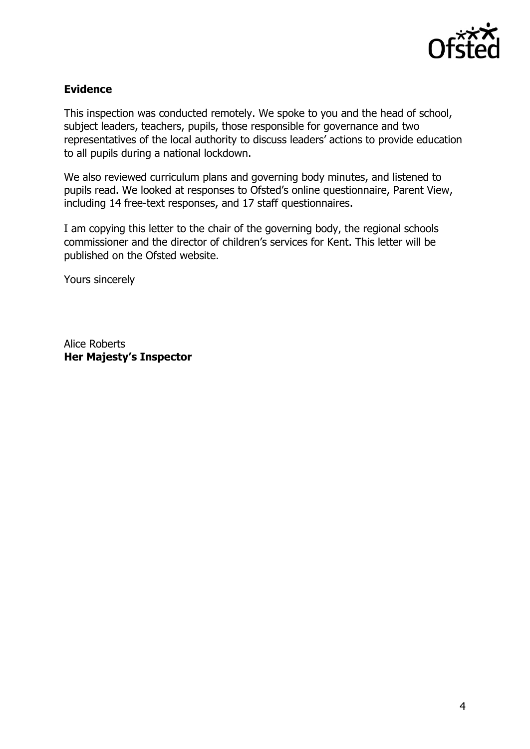**Evidence**

This inspection was conducted remotely. We spoke to you and the head of school, subject leaders, teachers, pupils, those responsible for governance and two representatives of the local authority to discuss leaders' actions to provide education to all pupils during a national lockdown.

We also reviewed curriculum plans and governing body minutes, and listened to pupils read. We looked at responses to Ofsted's online questionnaire, Parent View, including 14 free-text responses, and 17 staff questionnaires.

I am copying this letter to the chair of the governing body, the regional schools commissioner and the director of children's services for Kent. This letter will be published on the Ofsted website.

Yours sincerely

Alice Roberts
**Her Majesty's Inspector**